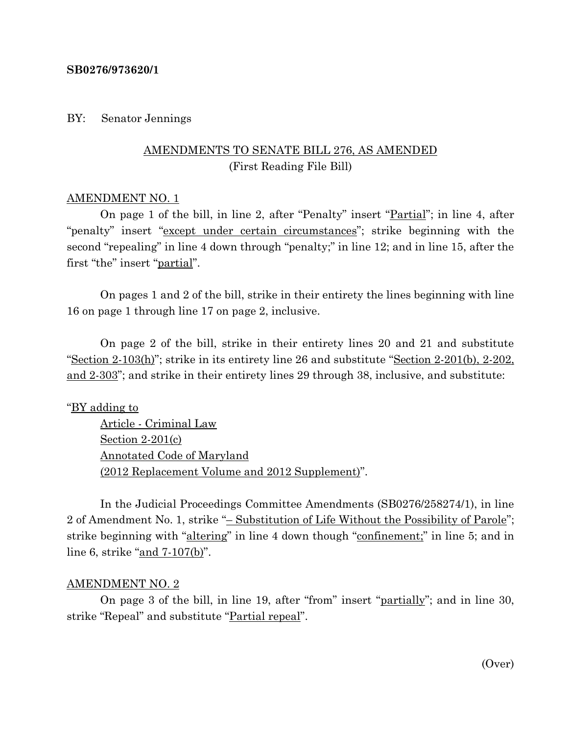**SB0276/973620/1**

BY: Senator Jennings

AMENDMENTS TO SENATE BILL 276, AS AMENDED
(First Reading File Bill)

AMENDMENT NO. 1

On page 1 of the bill, in line 2, after "Penalty" insert "Partial"; in line 4, after "penalty" insert "except under certain circumstances"; strike beginning with the second "repealing" in line 4 down through "penalty;" in line 12; and in line 15, after the first "the" insert "partial".

On pages 1 and 2 of the bill, strike in their entirety the lines beginning with line 16 on page 1 through line 17 on page 2, inclusive.

On page 2 of the bill, strike in their entirety lines 20 and 21 and substitute "Section 2-103(h)"; strike in its entirety line 26 and substitute "Section 2-201(b), 2-202, and 2-303"; and strike in their entirety lines 29 through 38, inclusive, and substitute:

"BY adding to
Article - Criminal Law
Section 2-201(c)
Annotated Code of Maryland
(2012 Replacement Volume and 2012 Supplement)".

In the Judicial Proceedings Committee Amendments (SB0276/258274/1), in line 2 of Amendment No. 1, strike "– Substitution of Life Without the Possibility of Parole"; strike beginning with "altering" in line 4 down though "confinement;" in line 5; and in line 6, strike "and 7-107(b)".

AMENDMENT NO. 2

On page 3 of the bill, in line 19, after "from" insert "partially"; and in line 30, strike "Repeal" and substitute "Partial repeal".

(Over)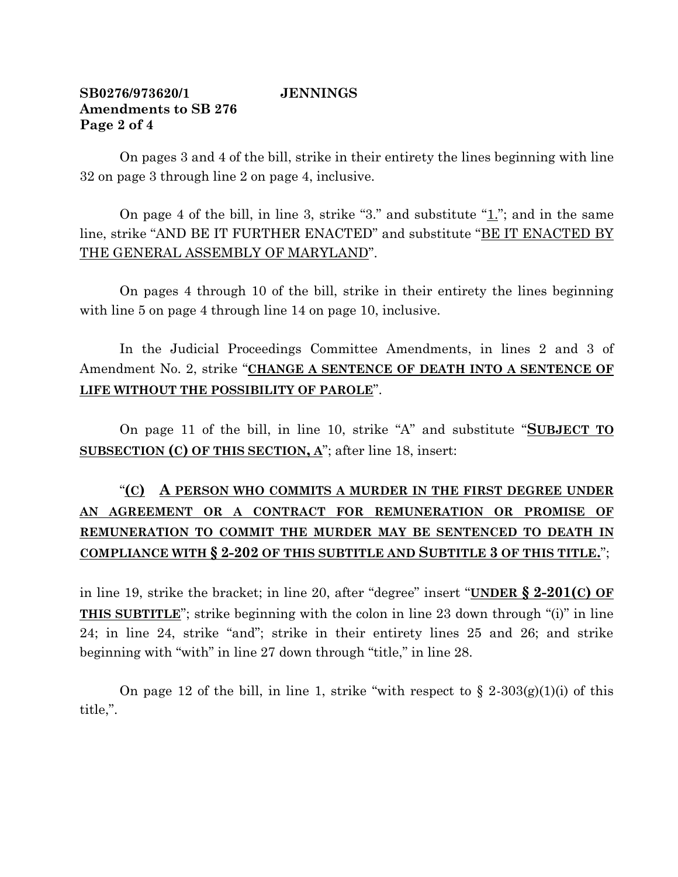**SB0276/973620/1 JENNINGS**
**Amendments to SB 276**
**Page 2 of 4**

On pages 3 and 4 of the bill, strike in their entirety the lines beginning with line 32 on page 3 through line 2 on page 4, inclusive.

On page 4 of the bill, in line 3, strike "3." and substitute "1."; and in the same line, strike "AND BE IT FURTHER ENACTED" and substitute "BE IT ENACTED BY THE GENERAL ASSEMBLY OF MARYLAND".

On pages 4 through 10 of the bill, strike in their entirety the lines beginning with line 5 on page 4 through line 14 on page 10, inclusive.

In the Judicial Proceedings Committee Amendments, in lines 2 and 3 of Amendment No. 2, strike "**CHANGE A SENTENCE OF DEATH INTO A SENTENCE OF LIFE WITHOUT THE POSSIBILITY OF PAROLE**".

On page 11 of the bill, in line 10, strike "A" and substitute "**SUBJECT TO SUBSECTION (C) OF THIS SECTION, A**"; after line 18, insert:

"**(C) A PERSON WHO COMMITS A MURDER IN THE FIRST DEGREE UNDER AN AGREEMENT OR A CONTRACT FOR REMUNERATION OR PROMISE OF REMUNERATION TO COMMIT THE MURDER MAY BE SENTENCED TO DEATH IN COMPLIANCE WITH § 2-202 OF THIS SUBTITLE AND SUBTITLE 3 OF THIS TITLE.**";

in line 19, strike the bracket; in line 20, after "degree" insert "**UNDER § 2-201(C) OF THIS SUBTITLE**"; strike beginning with the colon in line 23 down through "(i)" in line 24; in line 24, strike "and"; strike in their entirety lines 25 and 26; and strike beginning with "with" in line 27 down through "title," in line 28.

On page 12 of the bill, in line 1, strike "with respect to § 2-303(g)(1)(i) of this title,".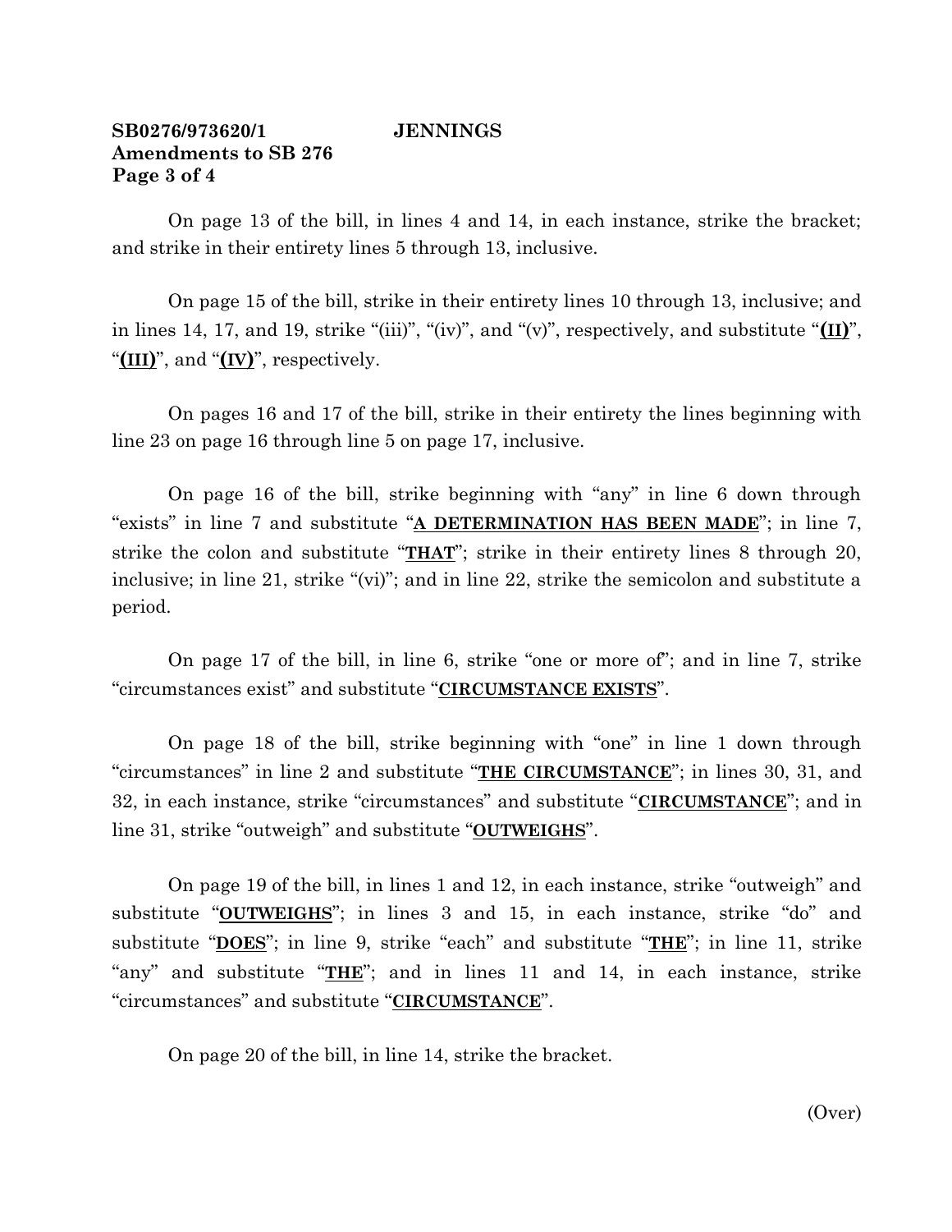**SB0276/973620/1 JENNINGS**
**Amendments to SB 276**
**Page 3 of 4**

On page 13 of the bill, in lines 4 and 14, in each instance, strike the bracket; and strike in their entirety lines 5 through 13, inclusive.

On page 15 of the bill, strike in their entirety lines 10 through 13, inclusive; and in lines 14, 17, and 19, strike "(iii)", "(iv)", and "(v)", respectively, and substitute "**(II)**", "**(III)**", and "**(IV)**", respectively.

On pages 16 and 17 of the bill, strike in their entirety the lines beginning with line 23 on page 16 through line 5 on page 17, inclusive.

On page 16 of the bill, strike beginning with "any" in line 6 down through "exists" in line 7 and substitute "**A DETERMINATION HAS BEEN MADE**"; in line 7, strike the colon and substitute "**THAT**"; strike in their entirety lines 8 through 20, inclusive; in line 21, strike "(vi)"; and in line 22, strike the semicolon and substitute a period.

On page 17 of the bill, in line 6, strike "one or more of"; and in line 7, strike "circumstances exist" and substitute "**CIRCUMSTANCE EXISTS**".

On page 18 of the bill, strike beginning with "one" in line 1 down through "circumstances" in line 2 and substitute "**THE CIRCUMSTANCE**"; in lines 30, 31, and 32, in each instance, strike "circumstances" and substitute "**CIRCUMSTANCE**"; and in line 31, strike "outweigh" and substitute "**OUTWEIGHS**".

On page 19 of the bill, in lines 1 and 12, in each instance, strike "outweigh" and substitute "**OUTWEIGHS**"; in lines 3 and 15, in each instance, strike "do" and substitute "**DOES**"; in line 9, strike "each" and substitute "**THE**"; in line 11, strike "any" and substitute "**THE**"; and in lines 11 and 14, in each instance, strike "circumstances" and substitute "**CIRCUMSTANCE**".

On page 20 of the bill, in line 14, strike the bracket.

(Over)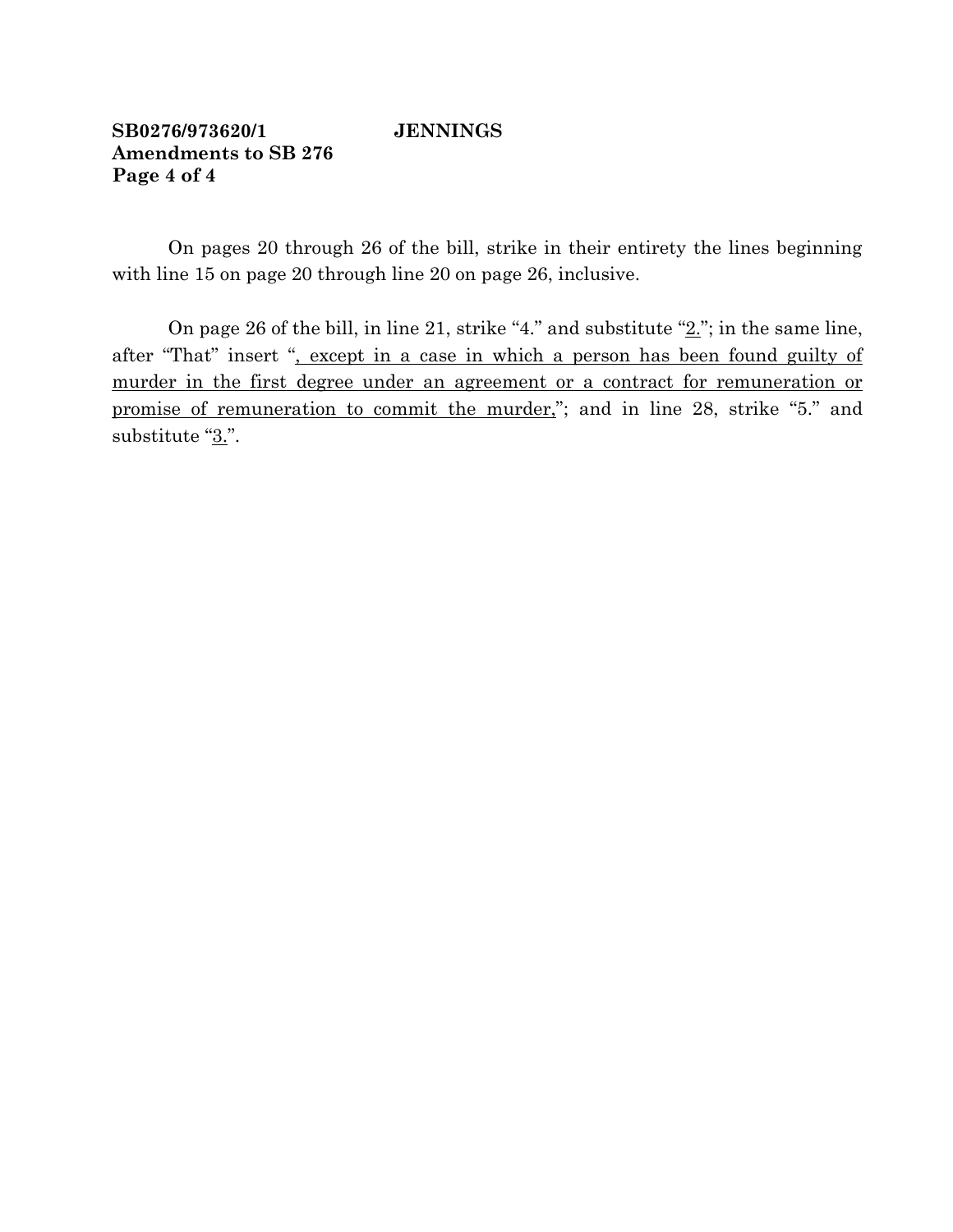On pages 20 through 26 of the bill, strike in their entirety the lines beginning with line 15 on page 20 through line 20 on page 26, inclusive.

On page 26 of the bill, in line 21, strike "4." and substitute "<u>2.</u>"; in the same line, after "That" insert "<u>, except in a case in which a person has been found guilty of murder in the first degree under an agreement or a contract for remuneration or promise of remuneration to commit the murder,</u>"; and in line 28, strike "5." and substitute "<u>3.</u>".